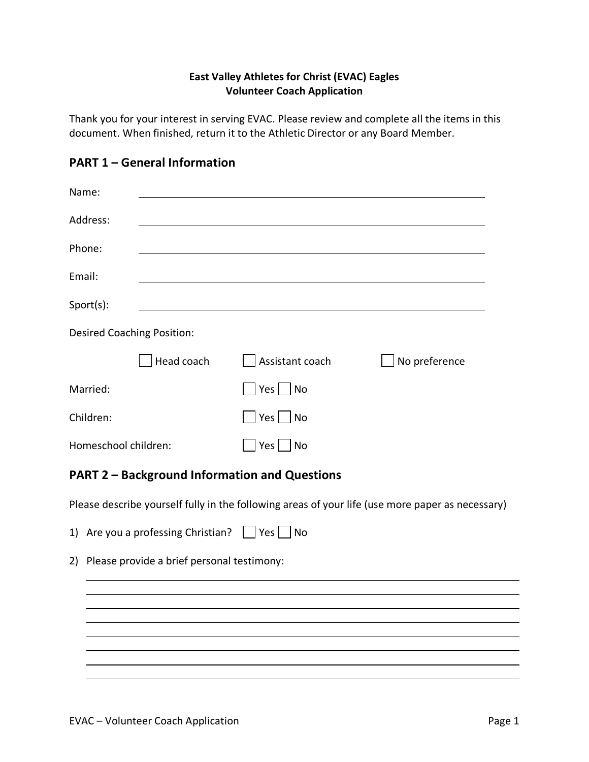**East Valley Athletes for Christ (EVAC) Eagles**
**Volunteer Coach Application**

Thank you for your interest in serving EVAC. Please review and complete all the items in this document. When finished, return it to the Athletic Director or any Board Member.

## PART 1 – General Information

Name: ______________________________________________

Address: ______________________________________________

Phone: ______________________________________________

Email: ______________________________________________

Sport(s): ______________________________________________

Desired Coaching Position:

☐ Head coach ☐ Assistant coach ☐ No preference

Married: ☐ Yes ☐ No

Children: ☐ Yes ☐ No

Homeschool children: ☐ Yes ☐ No

## PART 2 – Background Information and Questions

Please describe yourself fully in the following areas of your life (use more paper as necessary)

1) Are you a professing Christian? ☐ Yes ☐ No

2) Please provide a brief personal testimony:

______________________________________________

______________________________________________

______________________________________________

______________________________________________

______________________________________________

______________________________________________

______________________________________________

______________________________________________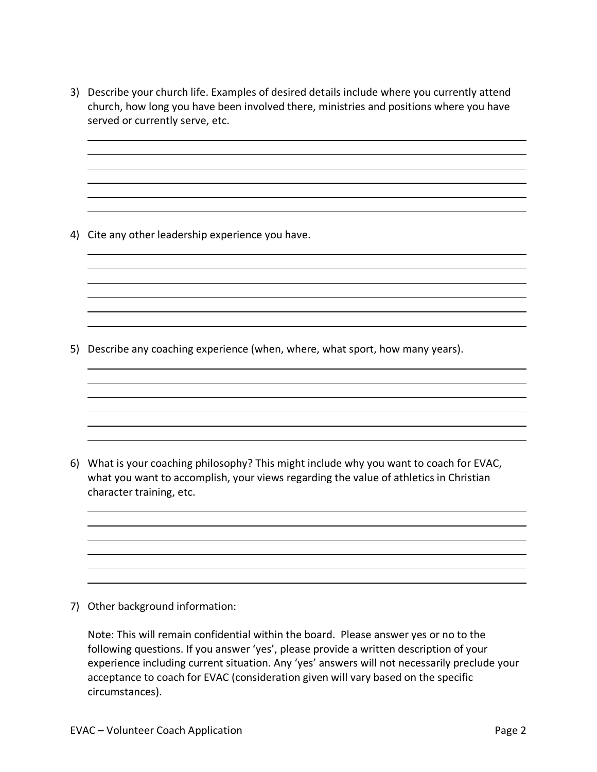3) Describe your church life. Examples of desired details include where you currently attend church, how long you have been involved there, ministries and positions where you have served or currently serve, etc.

4) Cite any other leadership experience you have.

5) Describe any coaching experience (when, where, what sport, how many years).

6) What is your coaching philosophy? This might include why you want to coach for EVAC, what you want to accomplish, your views regarding the value of athletics in Christian character training, etc.

7) Other background information:

   Note: This will remain confidential within the board. Please answer yes or no to the following questions. If you answer 'yes', please provide a written description of your experience including current situation. Any 'yes' answers will not necessarily preclude your acceptance to coach for EVAC (consideration given will vary based on the specific circumstances).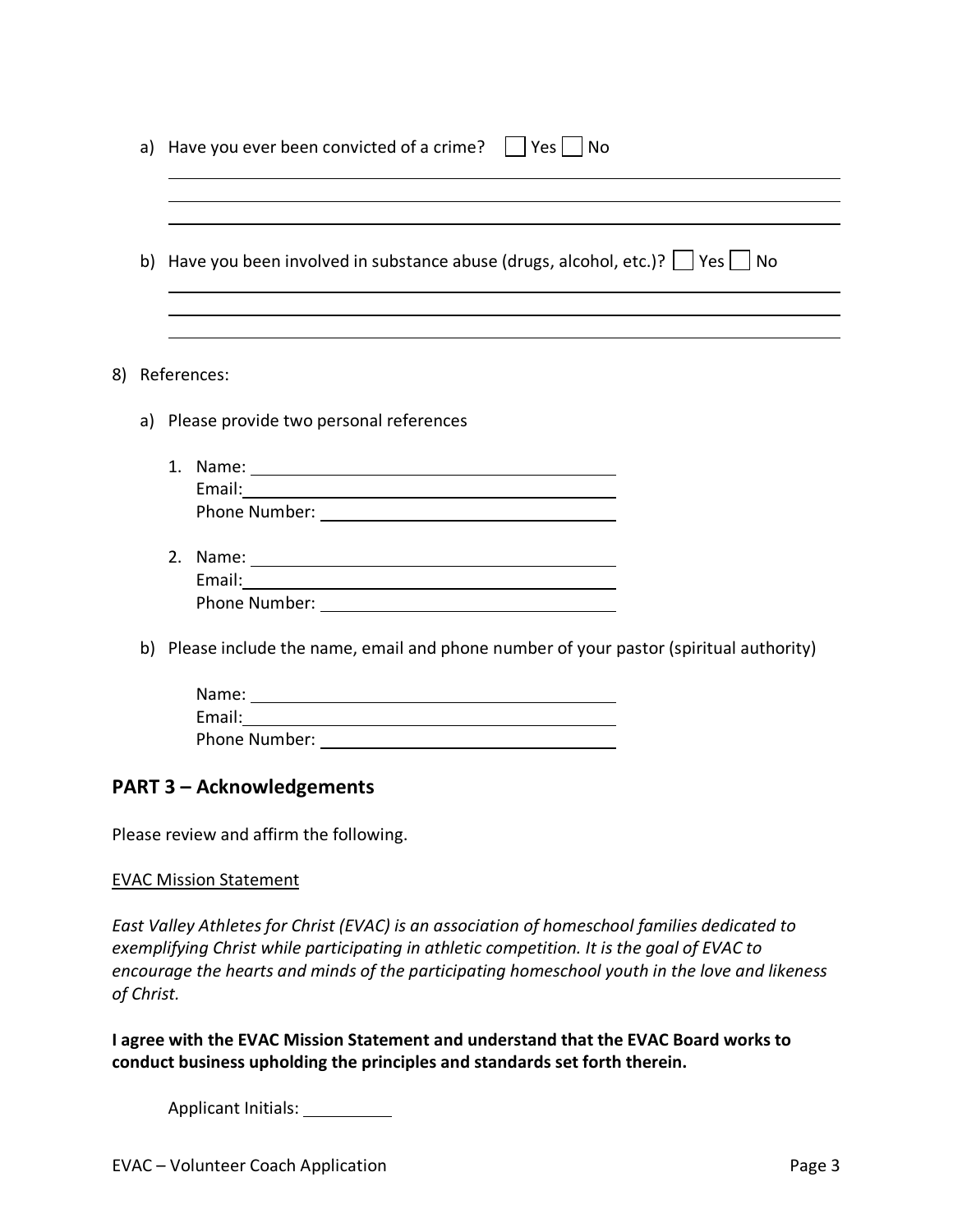a) Have you ever been convicted of a crime? ☐ Yes ☐ No

\_\_\_\_\_\_\_\_\_\_\_\_\_\_\_\_\_\_\_\_\_\_\_\_\_\_\_\_\_\_\_\_\_\_\_\_\_\_\_\_\_\_\_\_\_\_\_\_\_\_\_\_\_\_\_\_\_\_\_\_

\_\_\_\_\_\_\_\_\_\_\_\_\_\_\_\_\_\_\_\_\_\_\_\_\_\_\_\_\_\_\_\_\_\_\_\_\_\_\_\_\_\_\_\_\_\_\_\_\_\_\_\_\_\_\_\_\_\_\_\_

\_\_\_\_\_\_\_\_\_\_\_\_\_\_\_\_\_\_\_\_\_\_\_\_\_\_\_\_\_\_\_\_\_\_\_\_\_\_\_\_\_\_\_\_\_\_\_\_\_\_\_\_\_\_\_\_\_\_\_\_

b) Have you been involved in substance abuse (drugs, alcohol, etc.)? ☐ Yes ☐ No

\_\_\_\_\_\_\_\_\_\_\_\_\_\_\_\_\_\_\_\_\_\_\_\_\_\_\_\_\_\_\_\_\_\_\_\_\_\_\_\_\_\_\_\_\_\_\_\_\_\_\_\_\_\_\_\_\_\_\_\_

\_\_\_\_\_\_\_\_\_\_\_\_\_\_\_\_\_\_\_\_\_\_\_\_\_\_\_\_\_\_\_\_\_\_\_\_\_\_\_\_\_\_\_\_\_\_\_\_\_\_\_\_\_\_\_\_\_\_\_\_

\_\_\_\_\_\_\_\_\_\_\_\_\_\_\_\_\_\_\_\_\_\_\_\_\_\_\_\_\_\_\_\_\_\_\_\_\_\_\_\_\_\_\_\_\_\_\_\_\_\_\_\_\_\_\_\_\_\_\_\_

8) References:

a) Please provide two personal references

1. Name: \_\_\_\_\_\_\_\_\_\_\_\_\_\_\_\_\_\_\_\_\_\_\_\_\_\_\_\_\_\_\_\_\_\_\_\_\_\_\_\_\_\_\_\_\_\_\_\_\_\_\_\_\_\_\_\_\_\_\_\_
   Email: \_\_\_\_\_\_\_\_\_\_\_\_\_\_\_\_\_\_\_\_\_\_\_\_\_\_\_\_\_\_\_\_\_\_\_\_\_\_\_\_\_\_\_\_\_\_\_\_\_\_\_\_\_\_\_\_\_\_\_\_
   Phone Number: \_\_\_\_\_\_\_\_\_\_\_\_\_\_\_\_\_\_\_\_\_\_\_\_\_\_\_\_\_\_\_\_\_\_\_\_\_\_\_\_\_\_\_\_\_\_\_\_\_\_\_\_\_\_\_\_\_\_\_\_

2. Name: \_\_\_\_\_\_\_\_\_\_\_\_\_\_\_\_\_\_\_\_\_\_\_\_\_\_\_\_\_\_\_\_\_\_\_\_\_\_\_\_\_\_\_\_\_\_\_\_\_\_\_\_\_\_\_\_\_\_\_\_
   Email: \_\_\_\_\_\_\_\_\_\_\_\_\_\_\_\_\_\_\_\_\_\_\_\_\_\_\_\_\_\_\_\_\_\_\_\_\_\_\_\_\_\_\_\_\_\_\_\_\_\_\_\_\_\_\_\_\_\_\_\_
   Phone Number: \_\_\_\_\_\_\_\_\_\_\_\_\_\_\_\_\_\_\_\_\_\_\_\_\_\_\_\_\_\_\_\_\_\_\_\_\_\_\_\_\_\_\_\_\_\_\_\_\_\_\_\_\_\_\_\_\_\_\_\_

b) Please include the name, email and phone number of your pastor (spiritual authority)

Name: \_\_\_\_\_\_\_\_\_\_\_\_\_\_\_\_\_\_\_\_\_\_\_\_\_\_\_\_\_\_\_\_\_\_\_\_\_\_\_\_\_\_\_\_\_\_\_\_\_\_\_\_\_\_\_\_\_\_\_\_
Email: \_\_\_\_\_\_\_\_\_\_\_\_\_\_\_\_\_\_\_\_\_\_\_\_\_\_\_\_\_\_\_\_\_\_\_\_\_\_\_\_\_\_\_\_\_\_\_\_\_\_\_\_\_\_\_\_\_\_\_\_
Phone Number: \_\_\_\_\_\_\_\_\_\_\_\_\_\_\_\_\_\_\_\_\_\_\_\_\_\_\_\_\_\_\_\_\_\_\_\_\_\_\_\_\_\_\_\_\_\_\_\_\_\_\_\_\_\_\_\_\_\_\_\_

## PART 3 – Acknowledgements

Please review and affirm the following.

EVAC Mission Statement

*East Valley Athletes for Christ (EVAC) is an association of homeschool families dedicated to exemplifying Christ while participating in athletic competition. It is the goal of EVAC to encourage the hearts and minds of the participating homeschool youth in the love and likeness of Christ.*

**I agree with the EVAC Mission Statement and understand that the EVAC Board works to conduct business upholding the principles and standards set forth therein.**

Applicant Initials: \_\_\_\_\_\_\_\_\_\_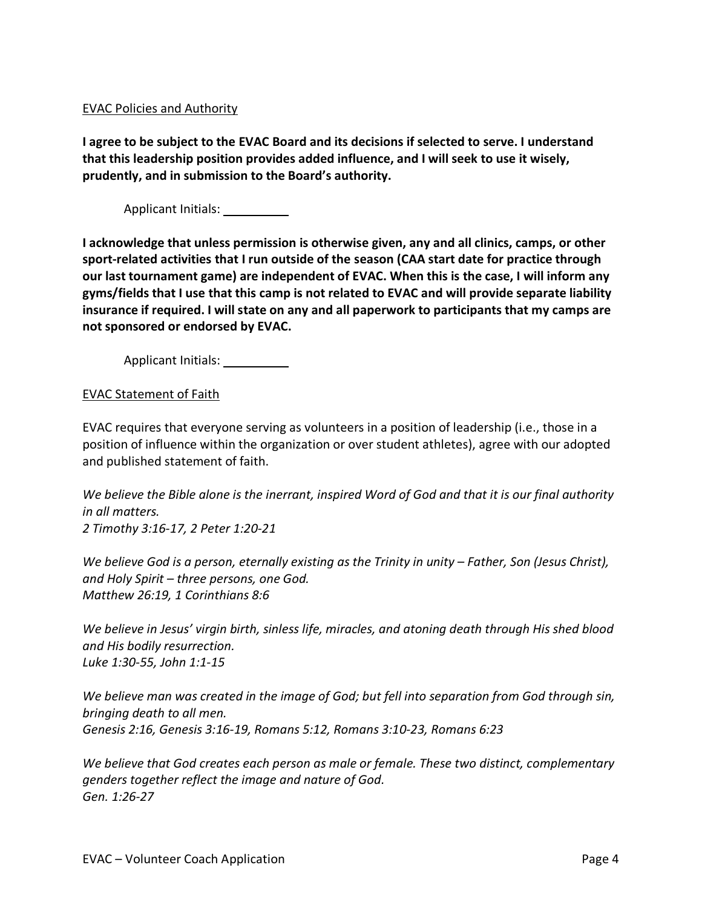<u>EVAC Policies and Authority</u>

**I agree to be subject to the EVAC Board and its decisions if selected to serve. I understand that this leadership position provides added influence, and I will seek to use it wisely, prudently, and in submission to the Board's authority.**

Applicant Initials: __________

**I acknowledge that unless permission is otherwise given, any and all clinics, camps, or other sport-related activities that I run outside of the season (CAA start date for practice through our last tournament game) are independent of EVAC. When this is the case, I will inform any gyms/fields that I use that this camp is not related to EVAC and will provide separate liability insurance if required. I will state on any and all paperwork to participants that my camps are not sponsored or endorsed by EVAC.**

Applicant Initials: __________

<u>EVAC Statement of Faith</u>

EVAC requires that everyone serving as volunteers in a position of leadership (i.e., those in a position of influence within the organization or over student athletes), agree with our adopted and published statement of faith.

*We believe the Bible alone is the inerrant, inspired Word of God and that it is our final authority in all matters.*
*2 Timothy 3:16-17, 2 Peter 1:20-21*

*We believe God is a person, eternally existing as the Trinity in unity – Father, Son (Jesus Christ), and Holy Spirit – three persons, one God.*
*Matthew 26:19, 1 Corinthians 8:6*

*We believe in Jesus' virgin birth, sinless life, miracles, and atoning death through His shed blood and His bodily resurrection.*
*Luke 1:30-55, John 1:1-15*

*We believe man was created in the image of God; but fell into separation from God through sin, bringing death to all men.*
*Genesis 2:16, Genesis 3:16-19, Romans 5:12, Romans 3:10-23, Romans 6:23*

*We believe that God creates each person as male or female. These two distinct, complementary genders together reflect the image and nature of God.*
*Gen. 1:26-27*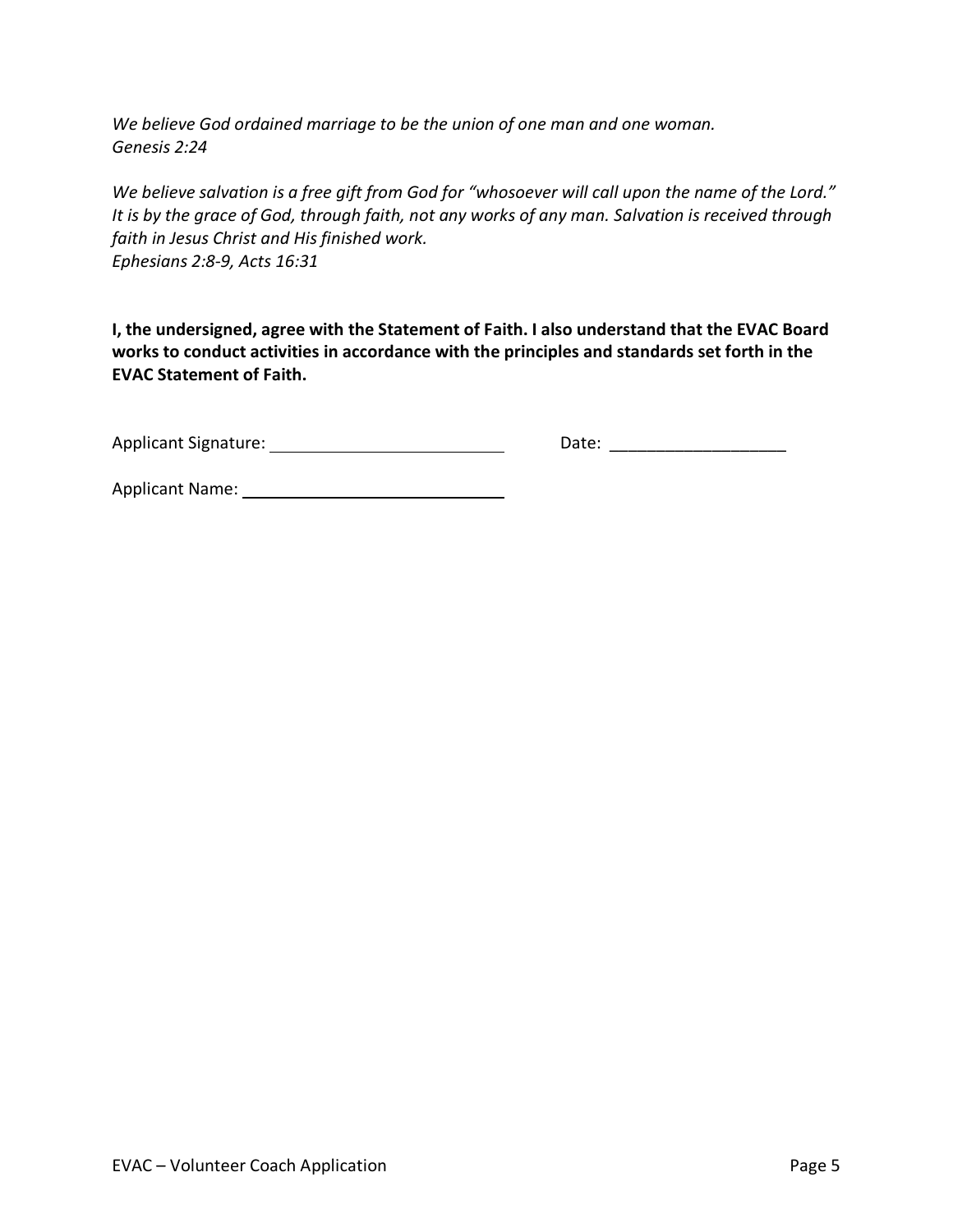*We believe God ordained marriage to be the union of one man and one woman.*
*Genesis 2:24*

*We believe salvation is a free gift from God for "whosoever will call upon the name of the Lord." It is by the grace of God, through faith, not any works of any man. Salvation is received through faith in Jesus Christ and His finished work.*
*Ephesians 2:8-9, Acts 16:31*

**I, the undersigned, agree with the Statement of Faith. I also understand that the EVAC Board works to conduct activities in accordance with the principles and standards set forth in the EVAC Statement of Faith.**

Applicant Signature: ___________________________ Date: ___________________

Applicant Name: ______________________________